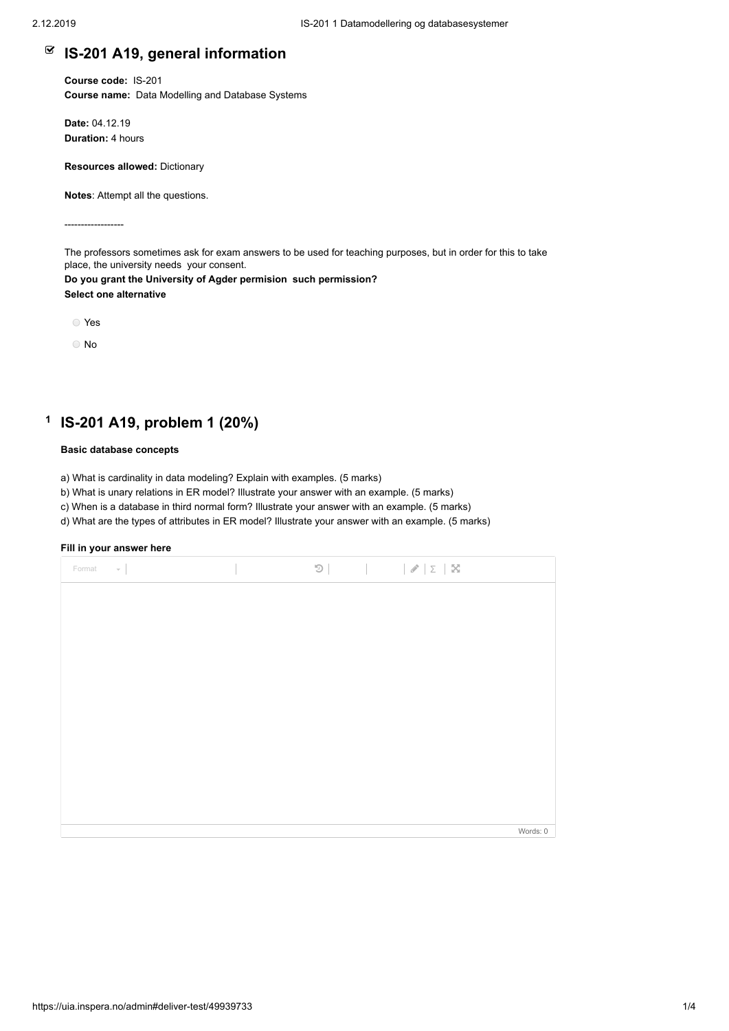# IS-201 A19, general information

**Course code:** IS-201
**Course name:** Data Modelling and Database Systems

**Date:** 04.12.19
**Duration:** 4 hours

**Resources allowed:** Dictionary

**Notes**: Attempt all the questions.

------------------

The professors sometimes ask for exam answers to be used for teaching purposes, but in order for this to take place, the university needs your consent.

**Do you grant the University of Agder permision such permission?**

**Select one alternative**

- Yes
- No

# 1 IS-201 A19, problem 1 (20%)

**Basic database concepts**

a) What is cardinality in data modeling? Explain with examples. (5 marks)

b) What is unary relations in ER model? Illustrate your answer with an example. (5 marks)

c) When is a database in third normal form? Illustrate your answer with an example. (5 marks)

d) What are the types of attributes in ER model? Illustrate your answer with an example. (5 marks)

**Fill in your answer here**

Words: 0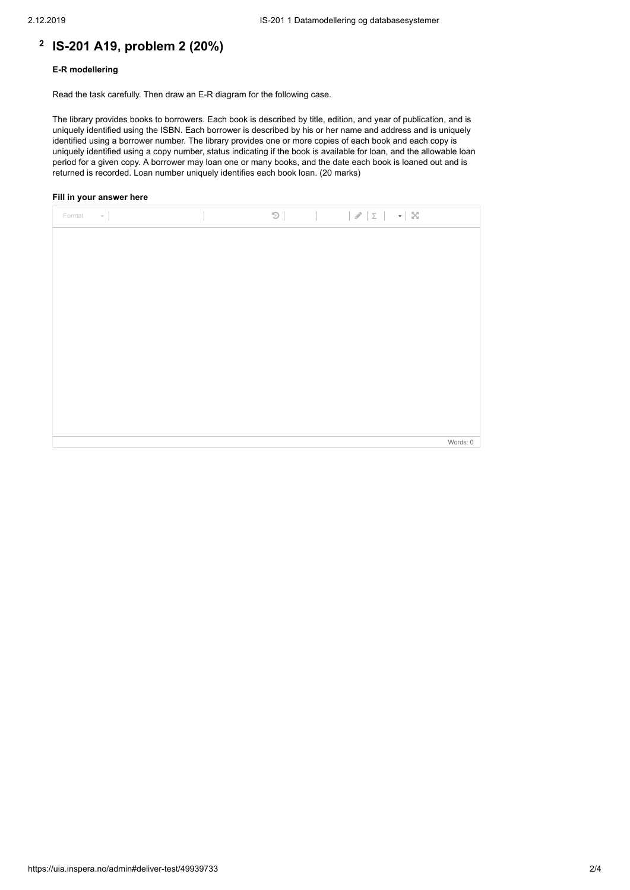# 2 IS-201 A19, problem 2 (20%)

**E-R modellering**

Read the task carefully. Then draw an E-R diagram for the following case.

The library provides books to borrowers. Each book is described by title, edition, and year of publication, and is uniquely identified using the ISBN. Each borrower is described by his or her name and address and is uniquely identified using a borrower number. The library provides one or more copies of each book and each copy is uniquely identified using a copy number, status indicating if the book is available for loan, and the allowable loan period for a given copy. A borrower may loan one or many books, and the date each book is loaned out and is returned is recorded. Loan number uniquely identifies each book loan. (20 marks)

**Fill in your answer here**

Words: 0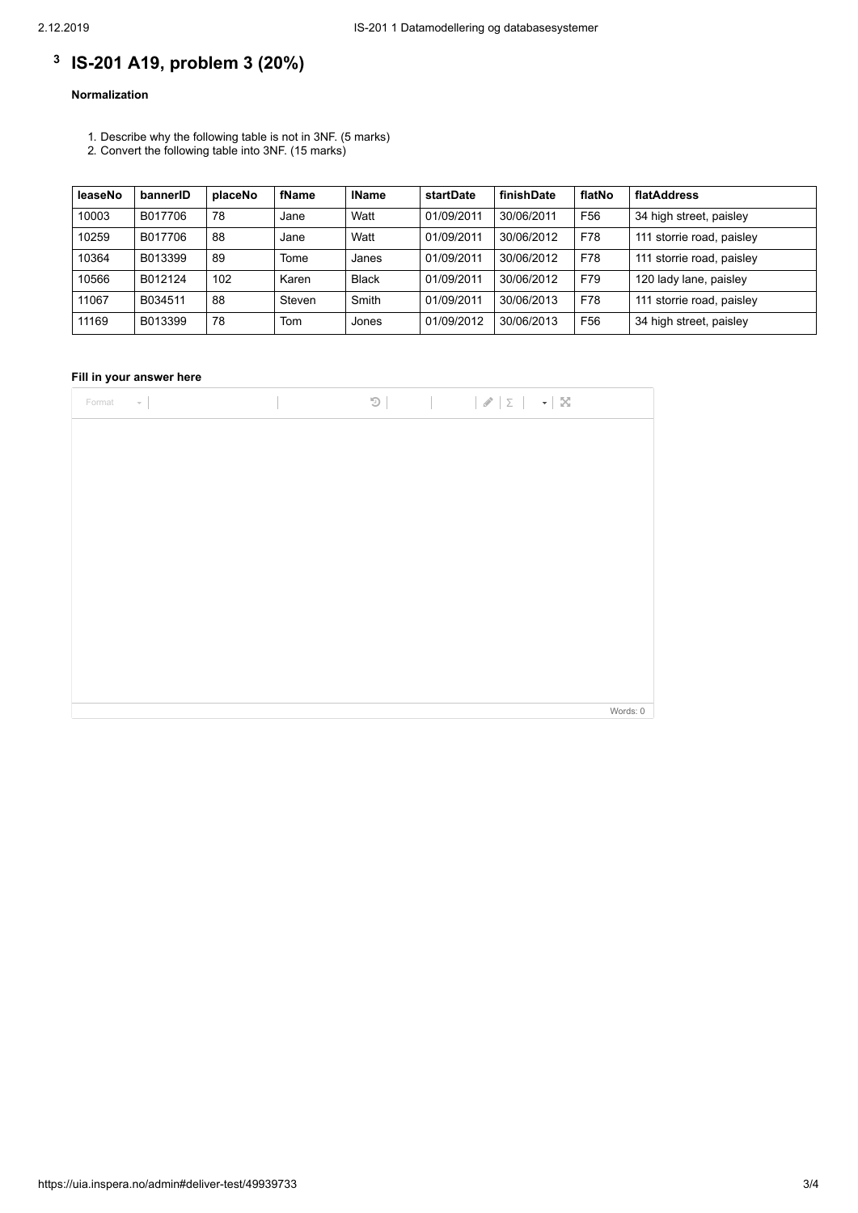# 3 IS-201 A19, problem 3 (20%)

**Normalization**

1. Describe why the following table is not in 3NF. (5 marks)
2. Convert the following table into 3NF. (15 marks)

| leaseNo | bannerID | placeNo | fName | lName | startDate | finishDate | flatNo | flatAddress |
|---|---|---|---|---|---|---|---|---|
| 10003 | B017706 | 78 | Jane | Watt | 01/09/2011 | 30/06/2011 | F56 | 34 high street, paisley |
| 10259 | B017706 | 88 | Jane | Watt | 01/09/2011 | 30/06/2012 | F78 | 111 storrie road, paisley |
| 10364 | B013399 | 89 | Tome | Janes | 01/09/2011 | 30/06/2012 | F78 | 111 storrie road, paisley |
| 10566 | B012124 | 102 | Karen | Black | 01/09/2011 | 30/06/2012 | F79 | 120 lady lane, paisley |
| 11067 | B034511 | 88 | Steven | Smith | 01/09/2011 | 30/06/2013 | F78 | 111 storrie road, paisley |
| 11169 | B013399 | 78 | Tom | Jones | 01/09/2012 | 30/06/2013 | F56 | 34 high street, paisley |

**Fill in your answer here**

Words: 0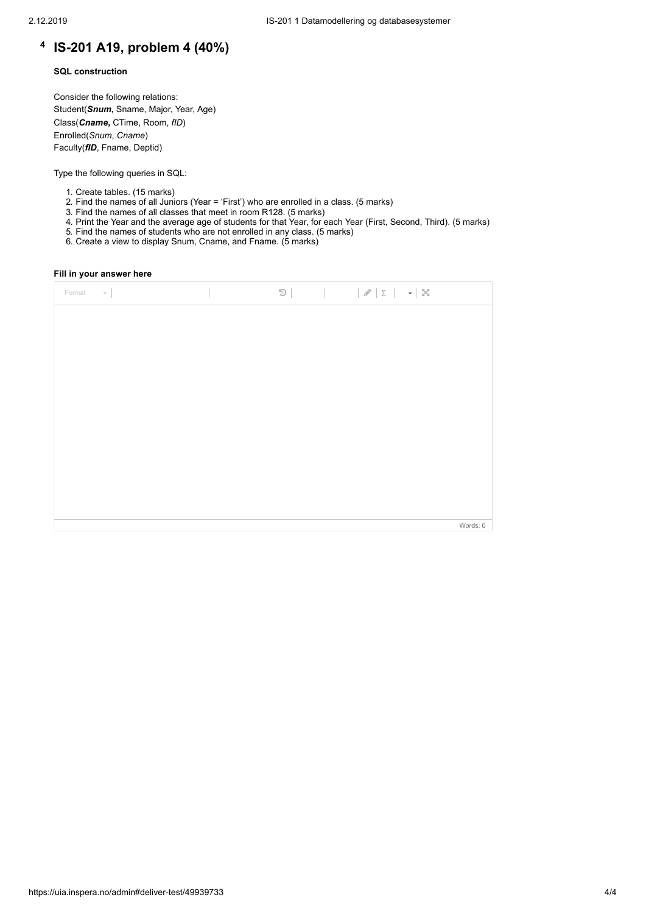# 4 IS-201 A19, problem 4 (40%)

**SQL construction**

Consider the following relations:

Student(***Snum*,** Sname, Major, Year, Age)

Class(***Cname*,** CTime, Room, *fID*)

Enrolled(*Snum*, *Cname*)

Faculty(***fID***, Fname, Deptid)

Type the following queries in SQL:

1. Create tables. (15 marks)
2. Find the names of all Juniors (Year = 'First') who are enrolled in a class. (5 marks)
3. Find the names of all classes that meet in room R128. (5 marks)
4. Print the Year and the average age of students for that Year, for each Year (First, Second, Third). (5 marks)
5. Find the names of students who are not enrolled in any class. (5 marks)
6. Create a view to display Snum, Cname, and Fname. (5 marks)

**Fill in your answer here**

Words: 0